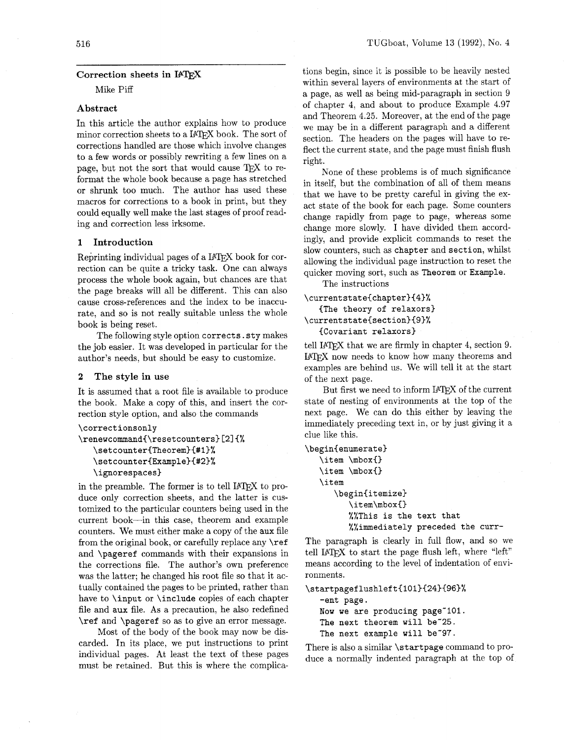## Correction sheets in LaTeX

Mike Piff

### Abstract

In this article the author explains how to produce minor correction sheets to a LaTeX book. The sort of corrections handled are those which involve changes to a few words or possibly rewriting a few lines on a page, but not the sort that would cause TeX to reformat the whole book because a page has stretched or shrunk too much. The author has used these macros for corrections to a book in print, but they could equally well make the last stages of proof reading and correction less irksome.

### 1 Introduction

Reprinting individual pages of a LaTeX book for correction can be quite a tricky task. One can always process the whole book again, but chances are that the page breaks will all be different. This can also cause cross-references and the index to be inaccurate, and so is not really suitable unless the whole book is being reset.

The following style option `corrects.sty` makes the job easier. It was developed in particular for the author's needs, but should be easy to customize.

### 2 The style in use

It is assumed that a root file is available to produce the book. Make a copy of this, and insert the correction style option, and also the commands

```
\correctionsonly
\renewcommand{\resetcounters}[2]{%
   \setcounter{Theorem}{#1}%
   \setcounter{Example}{#2}%
   \ignorespaces}
```

in the preamble. The former is to tell LaTeX to produce only correction sheets, and the latter is customized to the particular counters being used in the current book—in this case, theorem and example counters. We must either make a copy of the aux file from the original book, or carefully replace any `\ref` and `\pageref` commands with their expansions in the corrections file. The author's own preference was the latter; he changed his root file so that it actually contained the pages to be printed, rather than have to `\input` or `\include` copies of each chapter file and aux file. As a precaution, he also redefined `\ref` and `\pageref` so as to give an error message.

Most of the body of the book may now be discarded. In its place, we put instructions to print individual pages. At least the text of these pages must be retained. But this is where the complications begin, since it is possible to be heavily nested within several layers of environments at the start of a page, as well as being mid-paragraph in section 9 of chapter 4, and about to produce Example 4.97 and Theorem 4.25. Moreover, at the end of the page we may be in a different paragraph and a different section. The headers on the pages will have to reflect the current state, and the page must finish flush right.

None of these problems is of much significance in itself, but the combination of all of them means that we have to be pretty careful in giving the exact state of the book for each page. Some counters change rapidly from page to page, whereas some change more slowly. I have divided them accordingly, and provide explicit commands to reset the slow counters, such as `chapter` and `section`, whilst allowing the individual page instruction to reset the quicker moving sort, such as `Theorem` or `Example`.

The instructions

```
\currentstate{chapter}{4}%
   {The theory of relaxors}
\currentstate{section}{9}%
   {Covariant relaxors}
```

tell LaTeX that we are firmly in chapter 4, section 9. LaTeX now needs to know how many theorems and examples are behind us. We will tell it at the start of the next page.

But first we need to inform LaTeX of the current state of nesting of environments at the top of the next page. We can do this either by leaving the immediately preceding text in, or by just giving it a clue like this.

```
\begin{enumerate}
   \item \mbox{}
   \item \mbox{}
   \item
      \begin{itemize}
         \item\mbox{}
         %%This is the text that
         %%immediately preceded the curr-
```

The paragraph is clearly in full flow, and so we tell LaTeX to start the page flush left, where "left" means according to the level of indentation of environments.

```
\startpageflushleft{101}{24}{96}%
   -ent page.
   Now we are producing page~101.
   The next theorem will be~25.
   The next example will be~97.
```

There is also a similar `\startpage` command to produce a normally indented paragraph at the top of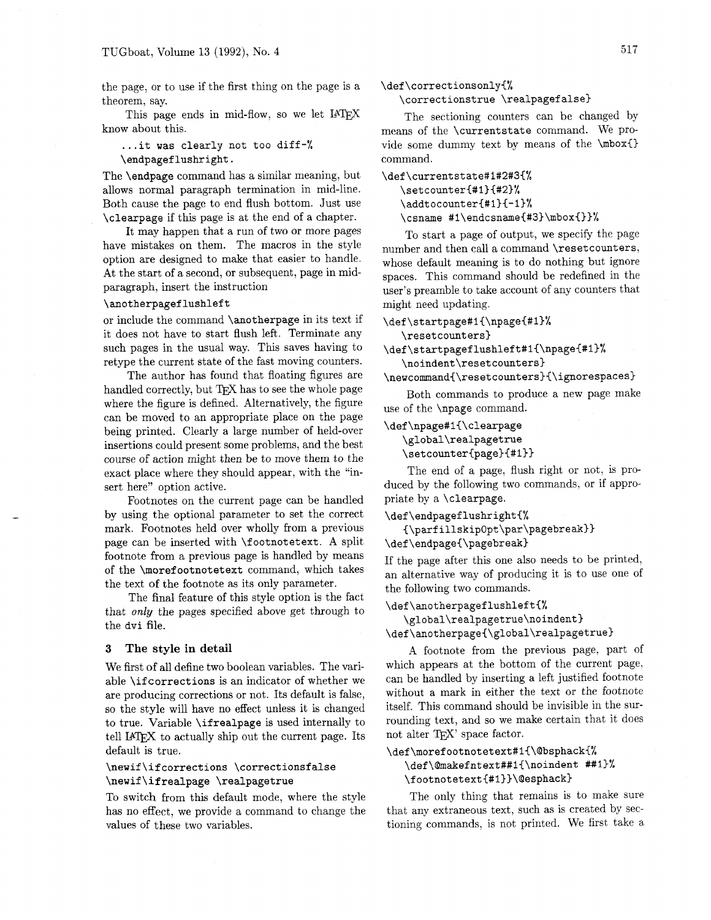the page, or to use if the first thing on the page is a theorem, say.

This page ends in mid-flow, so we let LaTeX know about this.

```
...it was clearly not too diff-%
\endpageflushright.
```

The `\endpage` command has a similar meaning, but allows normal paragraph termination in mid-line. Both cause the page to end flush bottom. Just use `\clearpage` if this page is at the end of a chapter.

It may happen that a run of two or more pages have mistakes on them. The macros in the style option are designed to make that easier to handle. At the start of a second, or subsequent, page in mid-paragraph, insert the instruction

```
\anotherpageflushleft
```

or include the command `\anotherpage` in its text if it does not have to start flush left. Terminate any such pages in the usual way. This saves having to retype the current state of the fast moving counters.

The author has found that floating figures are handled correctly, but TeX has to see the whole page where the figure is defined. Alternatively, the figure can be moved to an appropriate place on the page being printed. Clearly a large number of held-over insertions could present some problems, and the best course of action might then be to move them to the exact place where they should appear, with the "insert here" option active.

Footnotes on the current page can be handled by using the optional parameter to set the correct mark. Footnotes held over wholly from a previous page can be inserted with `\footnotetext`. A split footnote from a previous page is handled by means of the `\morefootnotetext` command, which takes the text of the footnote as its only parameter.

The final feature of this style option is the fact that *only* the pages specified above get through to the dvi file.

## 3 The style in detail

We first of all define two boolean variables. The variable `\ifcorrections` is an indicator of whether we are producing corrections or not. Its default is false, so the style will have no effect unless it is changed to true. Variable `\ifrealpage` is used internally to tell LaTeX to actually ship out the current page. Its default is true.

```
\newif\ifcorrections \correctionsfalse
\newif\ifrealpage \realpagetrue
```

To switch from this default mode, where the style has no effect, we provide a command to change the values of these two variables.

```
\def\correctionsonly{%
  \correctionstrue \realpagefalse}
```

The sectioning counters can be changed by means of the `\currentstate` command. We provide some dummy text by means of the `\mbox{}` command.

```
\def\currentstate#1#2#3{%
  \setcounter{#1}{#2}%
  \addtocounter{#1}{-1}%
  \csname #1\endcsname{#3}\mbox{}}%
```

To start a page of output, we specify the page number and then call a command `\resetcounters`, whose default meaning is to do nothing but ignore spaces. This command should be redefined in the user's preamble to take account of any counters that might need updating.

```
\def\startpage#1{\npage{#1}%
  \resetcounters}
\def\startpageflushleft#1{\npage{#1}%
  \noindent\resetcounters}
\newcommand{\resetcounters}{\ignorespaces}
```

Both commands to produce a new page make use of the `\npage` command.

```
\def\npage#1{\clearpage
  \global\realpagetrue
  \setcounter{page}{#1}}
```

The end of a page, flush right or not, is produced by the following two commands, or if appropriate by a `\clearpage`.

```
\def\endpageflushright{%
  {\parfillskip0pt\par\pagebreak}}
\def\endpage{\pagebreak}
```

If the page after this one also needs to be printed, an alternative way of producing it is to use one of the following two commands.

```
\def\anotherpageflushleft{%
  \global\realpagetrue\noindent}
\def\anotherpage{\global\realpagetrue}
```

A footnote from the previous page, part of which appears at the bottom of the current page, can be handled by inserting a left justified footnote without a mark in either the text or the footnote itself. This command should be invisible in the surrounding text, and so we make certain that it does not alter TeX' space factor.

```
\def\morefootnotetext#1{\@bsphack{%
  \def\@makefntext##1{\noindent ##1}%
  \footnotetext{#1}}\@esphack}
```

The only thing that remains is to make sure that any extraneous text, such as is created by sectioning commands, is not printed. We first take a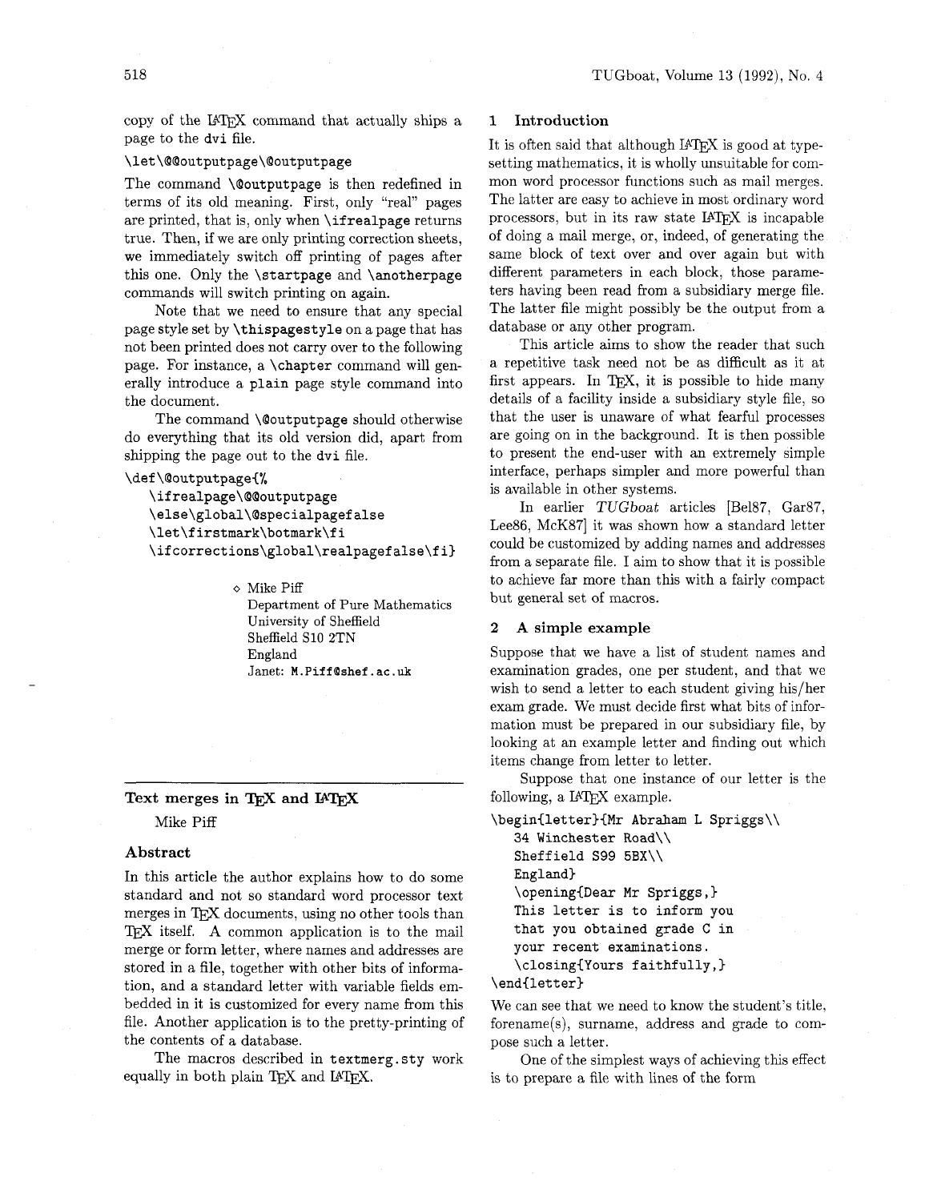copy of the LaTeX command that actually ships a page to the dvi file.

```
\let\@@outputpage\@outputpage
```

The command `\@outputpage` is then redefined in terms of its old meaning. First, only "real" pages are printed, that is, only when `\ifrealpage` returns true. Then, if we are only printing correction sheets, we immediately switch off printing of pages after this one. Only the `\startpage` and `\anotherpage` commands will switch printing on again.

Note that we need to ensure that any special page style set by `\thispagestyle` on a page that has not been printed does not carry over to the following page. For instance, a `\chapter` command will generally introduce a `plain` page style command into the document.

The command `\@outputpage` should otherwise do everything that its old version did, apart from shipping the page out to the dvi file.

```
\def\@outputpage{%
   \ifrealpage\@@outputpage
   \else\global\@specialpagefalse
   \let\firstmark\botmark\fi
   \ifcorrections\global\realpagefalse\fi}
```

◇ Mike Piff
Department of Pure Mathematics
University of Sheffield
Sheffield S10 2TN
England
Janet: M.Piff@shef.ac.uk

---

## Text merges in TeX and LaTeX

Mike Piff

### Abstract

In this article the author explains how to do some standard and not so standard word processor text merges in TeX documents, using no other tools than TeX itself. A common application is to the mail merge or form letter, where names and addresses are stored in a file, together with other bits of information, and a standard letter with variable fields embedded in it is customized for every name from this file. Another application is to the pretty-printing of the contents of a database.

The macros described in `textmerg.sty` work equally in both plain TeX and LaTeX.

### 1 Introduction

It is often said that although LaTeX is good at typesetting mathematics, it is wholly unsuitable for common word processor functions such as mail merges. The latter are easy to achieve in most ordinary word processors, but in its raw state LaTeX is incapable of doing a mail merge, or, indeed, of generating the same block of text over and over again but with different parameters in each block, those parameters having been read from a subsidiary merge file. The latter file might possibly be the output from a database or any other program.

This article aims to show the reader that such a repetitive task need not be as difficult as it at first appears. In TeX, it is possible to hide many details of a facility inside a subsidiary style file, so that the user is unaware of what fearful processes are going on in the background. It is then possible to present the end-user with an extremely simple interface, perhaps simpler and more powerful than is available in other systems.

In earlier *TUGboat* articles [Bel87, Gar87, Lee86, McK87] it was shown how a standard letter could be customized by adding names and addresses from a separate file. I aim to show that it is possible to achieve far more than this with a fairly compact but general set of macros.

### 2 A simple example

Suppose that we have a list of student names and examination grades, one per student, and that we wish to send a letter to each student giving his/her exam grade. We must decide first what bits of information must be prepared in our subsidiary file, by looking at an example letter and finding out which items change from letter to letter.

Suppose that one instance of our letter is the following, a LaTeX example.

```
\begin{letter}{Mr Abraham L Spriggs\\
   34 Winchester Road\\
   Sheffield S99 5BX\\
   England}
   \opening{Dear Mr Spriggs,}
   This letter is to inform you
   that you obtained grade C in
   your recent examinations.
   \closing{Yours faithfully,}
\end{letter}
```

We can see that we need to know the student's title, forename(s), surname, address and grade to compose such a letter.

One of the simplest ways of achieving this effect is to prepare a file with lines of the form